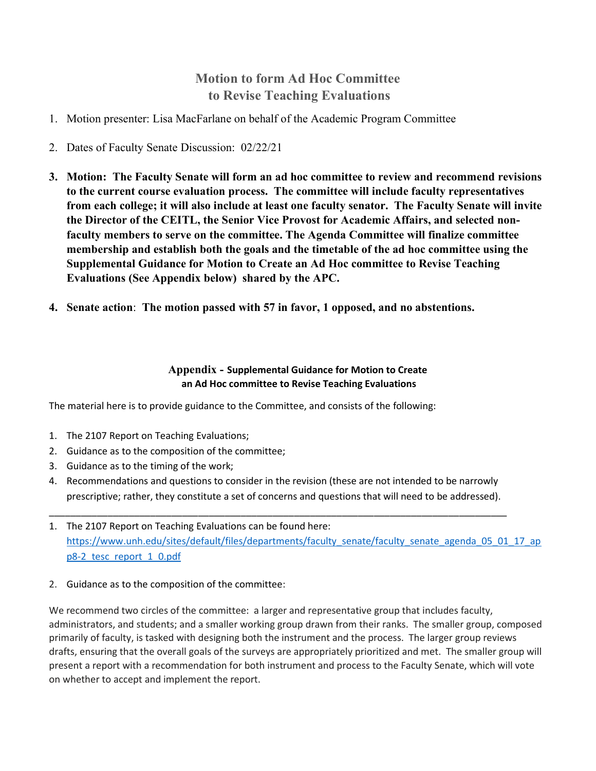# Motion to form Ad Hoc Committee to Revise Teaching Evaluations

1. Motion presenter: Lisa MacFarlane on behalf of the Academic Program Committee

2. Dates of Faculty Senate Discussion: 02/22/21

3. **Motion: The Faculty Senate will form an ad hoc committee to review and recommend revisions to the current course evaluation process. The committee will include faculty representatives from each college; it will also include at least one faculty senator. The Faculty Senate will invite the Director of the CEITL, the Senior Vice Provost for Academic Affairs, and selected non-faculty members to serve on the committee. The Agenda Committee will finalize committee membership and establish both the goals and the timetable of the ad hoc committee using the Supplemental Guidance for Motion to Create an Ad Hoc committee to Revise Teaching Evaluations (See Appendix below) shared by the APC.**

4. **Senate action**: **The motion passed with 57 in favor, 1 opposed, and no abstentions.**

## Appendix - Supplemental Guidance for Motion to Create an Ad Hoc committee to Revise Teaching Evaluations

The material here is to provide guidance to the Committee, and consists of the following:

1. The 2107 Report on Teaching Evaluations;
2. Guidance as to the composition of the committee;
3. Guidance as to the timing of the work;
4. Recommendations and questions to consider in the revision (these are not intended to be narrowly prescriptive; rather, they constitute a set of concerns and questions that will need to be addressed).

---

1. The 2107 Report on Teaching Evaluations can be found here: https://www.unh.edu/sites/default/files/departments/faculty_senate/faculty_senate_agenda_05_01_17_app8-2_tesc_report_1_0.pdf

2. Guidance as to the composition of the committee:

We recommend two circles of the committee: a larger and representative group that includes faculty, administrators, and students; and a smaller working group drawn from their ranks. The smaller group, composed primarily of faculty, is tasked with designing both the instrument and the process. The larger group reviews drafts, ensuring that the overall goals of the surveys are appropriately prioritized and met. The smaller group will present a report with a recommendation for both instrument and process to the Faculty Senate, which will vote on whether to accept and implement the report.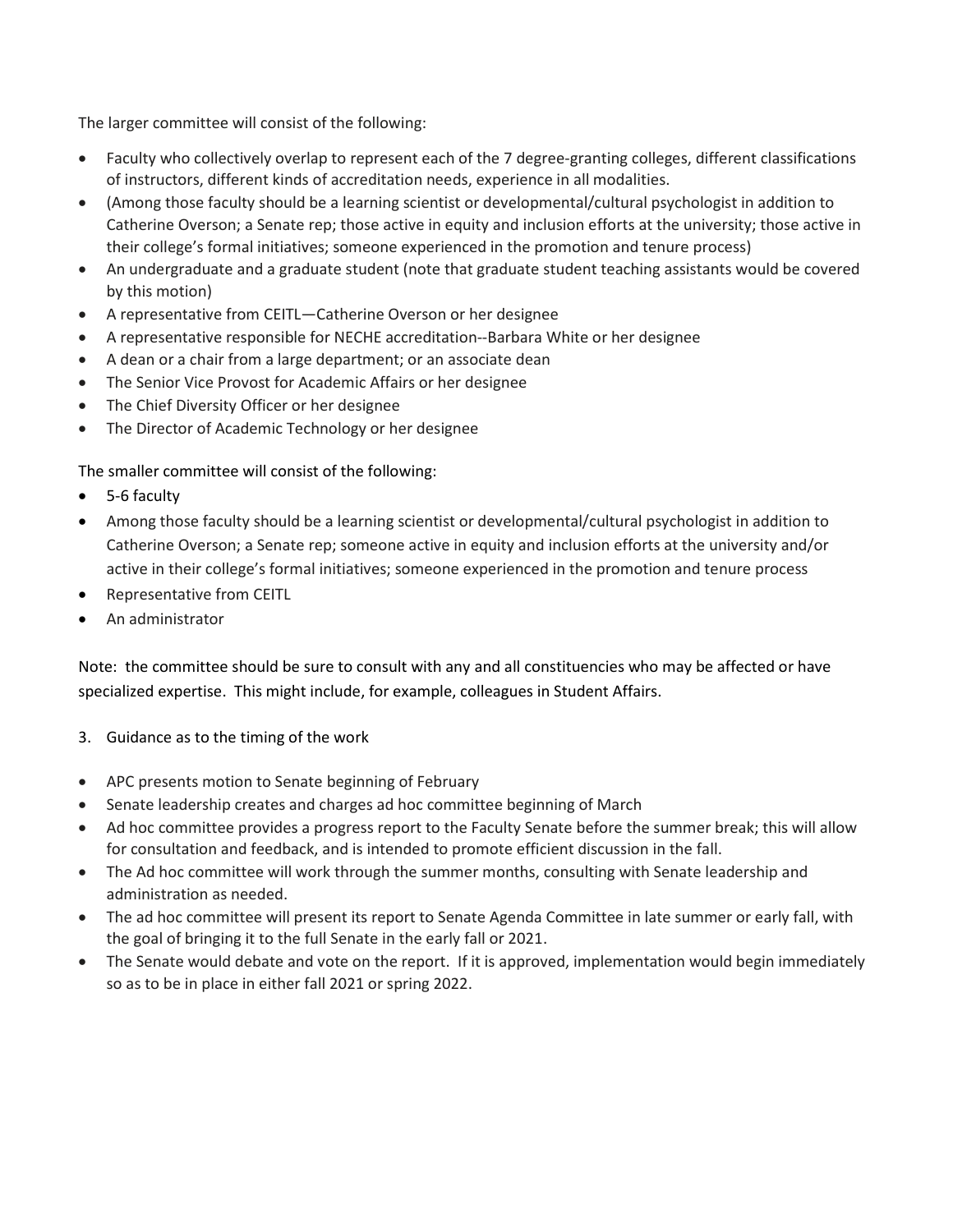The larger committee will consist of the following:

- Faculty who collectively overlap to represent each of the 7 degree-granting colleges, different classifications of instructors, different kinds of accreditation needs, experience in all modalities.
- (Among those faculty should be a learning scientist or developmental/cultural psychologist in addition to Catherine Overson; a Senate rep; those active in equity and inclusion efforts at the university; those active in their college's formal initiatives; someone experienced in the promotion and tenure process)
- An undergraduate and a graduate student (note that graduate student teaching assistants would be covered by this motion)
- A representative from CEITL—Catherine Overson or her designee
- A representative responsible for NECHE accreditation--Barbara White or her designee
- A dean or a chair from a large department; or an associate dean
- The Senior Vice Provost for Academic Affairs or her designee
- The Chief Diversity Officer or her designee
- The Director of Academic Technology or her designee

The smaller committee will consist of the following:

- 5-6 faculty
- Among those faculty should be a learning scientist or developmental/cultural psychologist in addition to Catherine Overson; a Senate rep; someone active in equity and inclusion efforts at the university and/or active in their college's formal initiatives; someone experienced in the promotion and tenure process
- Representative from CEITL
- An administrator

Note: the committee should be sure to consult with any and all constituencies who may be affected or have specialized expertise. This might include, for example, colleagues in Student Affairs.

3. Guidance as to the timing of the work

- APC presents motion to Senate beginning of February
- Senate leadership creates and charges ad hoc committee beginning of March
- Ad hoc committee provides a progress report to the Faculty Senate before the summer break; this will allow for consultation and feedback, and is intended to promote efficient discussion in the fall.
- The Ad hoc committee will work through the summer months, consulting with Senate leadership and administration as needed.
- The ad hoc committee will present its report to Senate Agenda Committee in late summer or early fall, with the goal of bringing it to the full Senate in the early fall or 2021.
- The Senate would debate and vote on the report. If it is approved, implementation would begin immediately so as to be in place in either fall 2021 or spring 2022.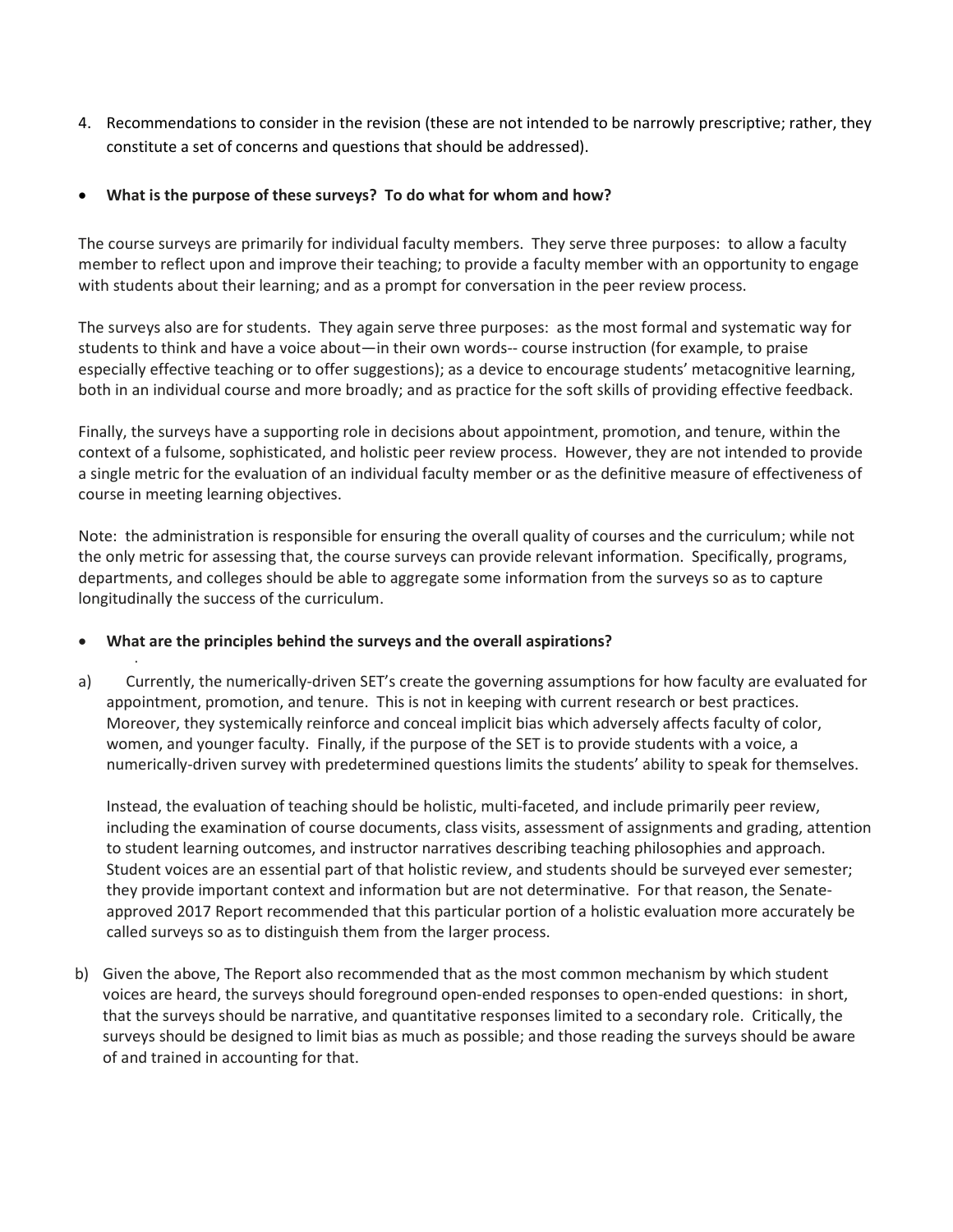4. Recommendations to consider in the revision (these are not intended to be narrowly prescriptive; rather, they constitute a set of concerns and questions that should be addressed).

- **What is the purpose of these surveys? To do what for whom and how?**

The course surveys are primarily for individual faculty members. They serve three purposes: to allow a faculty member to reflect upon and improve their teaching; to provide a faculty member with an opportunity to engage with students about their learning; and as a prompt for conversation in the peer review process.

The surveys also are for students. They again serve three purposes: as the most formal and systematic way for students to think and have a voice about—in their own words-- course instruction (for example, to praise especially effective teaching or to offer suggestions); as a device to encourage students' metacognitive learning, both in an individual course and more broadly; and as practice for the soft skills of providing effective feedback.

Finally, the surveys have a supporting role in decisions about appointment, promotion, and tenure, within the context of a fulsome, sophisticated, and holistic peer review process. However, they are not intended to provide a single metric for the evaluation of an individual faculty member or as the definitive measure of effectiveness of course in meeting learning objectives.

Note: the administration is responsible for ensuring the overall quality of courses and the curriculum; while not the only metric for assessing that, the course surveys can provide relevant information. Specifically, programs, departments, and colleges should be able to aggregate some information from the surveys so as to capture longitudinally the success of the curriculum.

- **What are the principles behind the surveys and the overall aspirations?**

a) Currently, the numerically-driven SET's create the governing assumptions for how faculty are evaluated for appointment, promotion, and tenure. This is not in keeping with current research or best practices. Moreover, they systemically reinforce and conceal implicit bias which adversely affects faculty of color, women, and younger faculty. Finally, if the purpose of the SET is to provide students with a voice, a numerically-driven survey with predetermined questions limits the students' ability to speak for themselves.

   Instead, the evaluation of teaching should be holistic, multi-faceted, and include primarily peer review, including the examination of course documents, class visits, assessment of assignments and grading, attention to student learning outcomes, and instructor narratives describing teaching philosophies and approach. Student voices are an essential part of that holistic review, and students should be surveyed ever semester; they provide important context and information but are not determinative. For that reason, the Senate-approved 2017 Report recommended that this particular portion of a holistic evaluation more accurately be called surveys so as to distinguish them from the larger process.

b) Given the above, The Report also recommended that as the most common mechanism by which student voices are heard, the surveys should foreground open-ended responses to open-ended questions: in short, that the surveys should be narrative, and quantitative responses limited to a secondary role. Critically, the surveys should be designed to limit bias as much as possible; and those reading the surveys should be aware of and trained in accounting for that.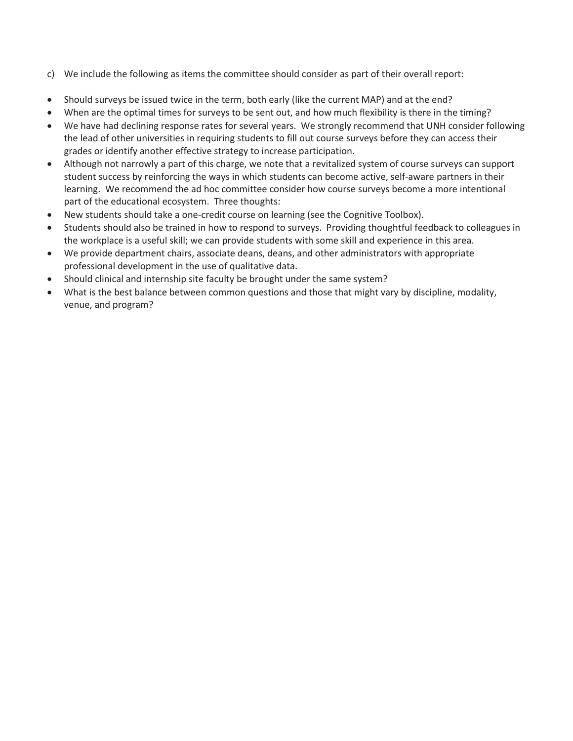c) We include the following as items the committee should consider as part of their overall report:

- Should surveys be issued twice in the term, both early (like the current MAP) and at the end?
- When are the optimal times for surveys to be sent out, and how much flexibility is there in the timing?
- We have had declining response rates for several years. We strongly recommend that UNH consider following the lead of other universities in requiring students to fill out course surveys before they can access their grades or identify another effective strategy to increase participation.
- Although not narrowly a part of this charge, we note that a revitalized system of course surveys can support student success by reinforcing the ways in which students can become active, self-aware partners in their learning. We recommend the ad hoc committee consider how course surveys become a more intentional part of the educational ecosystem. Three thoughts:
- New students should take a one-credit course on learning (see the Cognitive Toolbox).
- Students should also be trained in how to respond to surveys. Providing thoughtful feedback to colleagues in the workplace is a useful skill; we can provide students with some skill and experience in this area.
- We provide department chairs, associate deans, deans, and other administrators with appropriate professional development in the use of qualitative data.
- Should clinical and internship site faculty be brought under the same system?
- What is the best balance between common questions and those that might vary by discipline, modality, venue, and program?